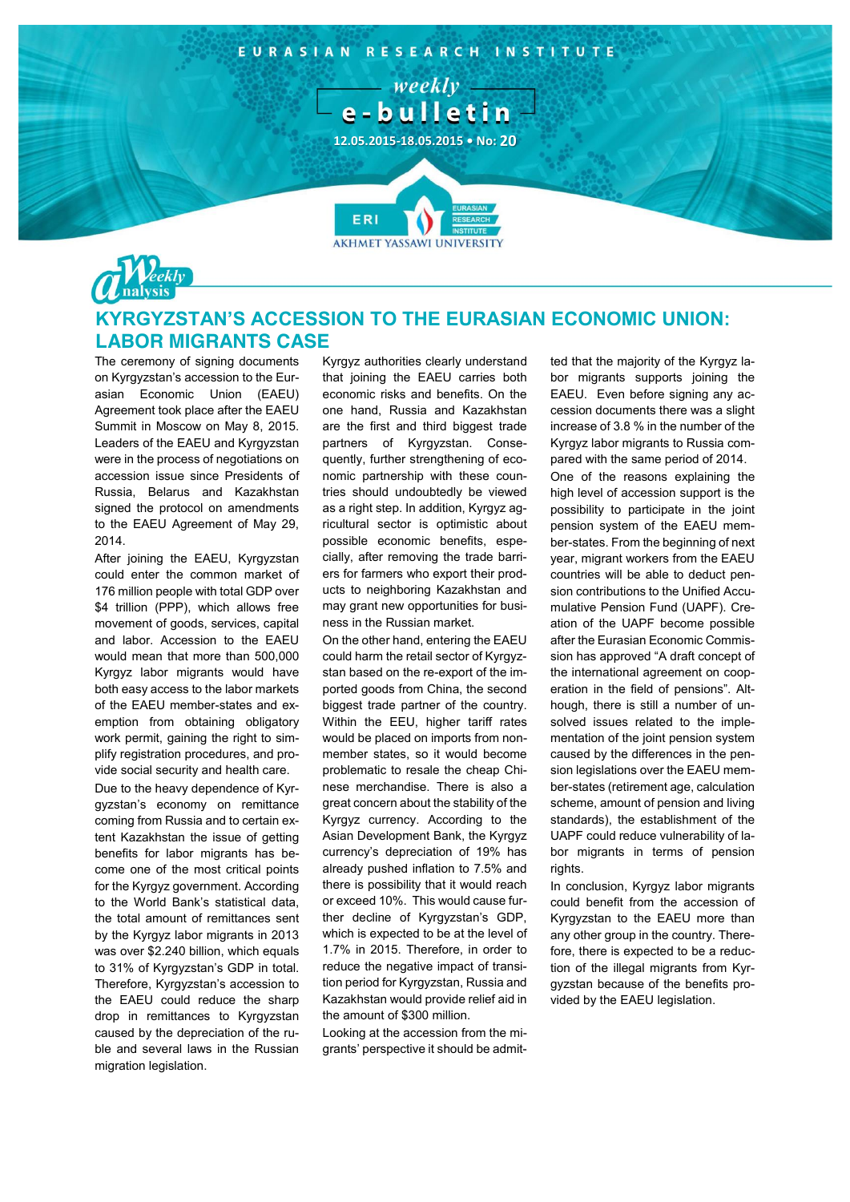EURASIAN RESEARCH INSTITUTE

weekly e-bulletin

12.05.2015-18.05.2015 • No: 20

Weekly analysis

# KYRGYZSTAN'S ACCESSION TO THE EURASIAN ECONOMIC UNION: LABOR MIGRANTS CASE

The ceremony of signing documents on Kyrgyzstan's accession to the Eurasian Economic Union (EAEU) Agreement took place after the EAEU Summit in Moscow on May 8, 2015. Leaders of the EAEU and Kyrgyzstan were in the process of negotiations on accession issue since Presidents of Russia, Belarus and Kazakhstan signed the protocol on amendments to the EAEU Agreement of May 29, 2014.

After joining the EAEU, Kyrgyzstan could enter the common market of 176 million people with total GDP over $4 trillion (PPP), which allows free movement of goods, services, capital and labor. Accession to the EAEU would mean that more than 500,000 Kyrgyz labor migrants would have both easy access to the labor markets of the EAEU member-states and exemption from obtaining obligatory work permit, gaining the right to simplify registration procedures, and provide social security and health care.

Due to the heavy dependence of Kyrgyzstan's economy on remittance coming from Russia and to certain extent Kazakhstan the issue of getting benefits for labor migrants has become one of the most critical points for the Kyrgyz government. According to the World Bank's statistical data, the total amount of remittances sent by the Kyrgyz labor migrants in 2013 was over $2.240 billion, which equals to 31% of Kyrgyzstan's GDP in total. Therefore, Kyrgyzstan's accession to the EAEU could reduce the sharp drop in remittances to Kyrgyzstan caused by the depreciation of the ruble and several laws in the Russian migration legislation.

Kyrgyz authorities clearly understand that joining the EAEU carries both economic risks and benefits. On the one hand, Russia and Kazakhstan are the first and third biggest trade partners of Kyrgyzstan. Consequently, further strengthening of economic partnership with these countries should undoubtedly be viewed as a right step. In addition, Kyrgyz agricultural sector is optimistic about possible economic benefits, especially, after removing the trade barriers for farmers who export their products to neighboring Kazakhstan and may grant new opportunities for business in the Russian market.

On the other hand, entering the EAEU could harm the retail sector of Kyrgyzstan based on the re-export of the imported goods from China, the second biggest trade partner of the country. Within the EEU, higher tariff rates would be placed on imports from non-member states, so it would become problematic to resale the cheap Chinese merchandise. There is also a great concern about the stability of the Kyrgyz currency. According to the Asian Development Bank, the Kyrgyz currency's depreciation of 19% has already pushed inflation to 7.5% and there is possibility that it would reach or exceed 10%. This would cause further decline of Kyrgyzstan's GDP, which is expected to be at the level of 1.7% in 2015. Therefore, in order to reduce the negative impact of transition period for Kyrgyzstan, Russia and Kazakhstan would provide relief aid in the amount of $300 million.

Looking at the accession from the migrants' perspective it should be admitted that the majority of the Kyrgyz labor migrants supports joining the EAEU. Even before signing any accession documents there was a slight increase of 3.8 % in the number of the Kyrgyz labor migrants to Russia compared with the same period of 2014.

One of the reasons explaining the high level of accession support is the possibility to participate in the joint pension system of the EAEU member-states. From the beginning of next year, migrant workers from the EAEU countries will be able to deduct pension contributions to the Unified Accumulative Pension Fund (UAPF). Creation of the UAPF become possible after the Eurasian Economic Commission has approved "A draft concept of the international agreement on cooperation in the field of pensions". Although, there is still a number of unsolved issues related to the implementation of the joint pension system caused by the differences in the pension legislations over the EAEU member-states (retirement age, calculation scheme, amount of pension and living standards), the establishment of the UAPF could reduce vulnerability of labor migrants in terms of pension rights.

In conclusion, Kyrgyz labor migrants could benefit from the accession of Kyrgyzstan to the EAEU more than any other group in the country. Therefore, there is expected to be a reduction of the illegal migrants from Kyrgyzstan because of the benefits provided by the EAEU legislation.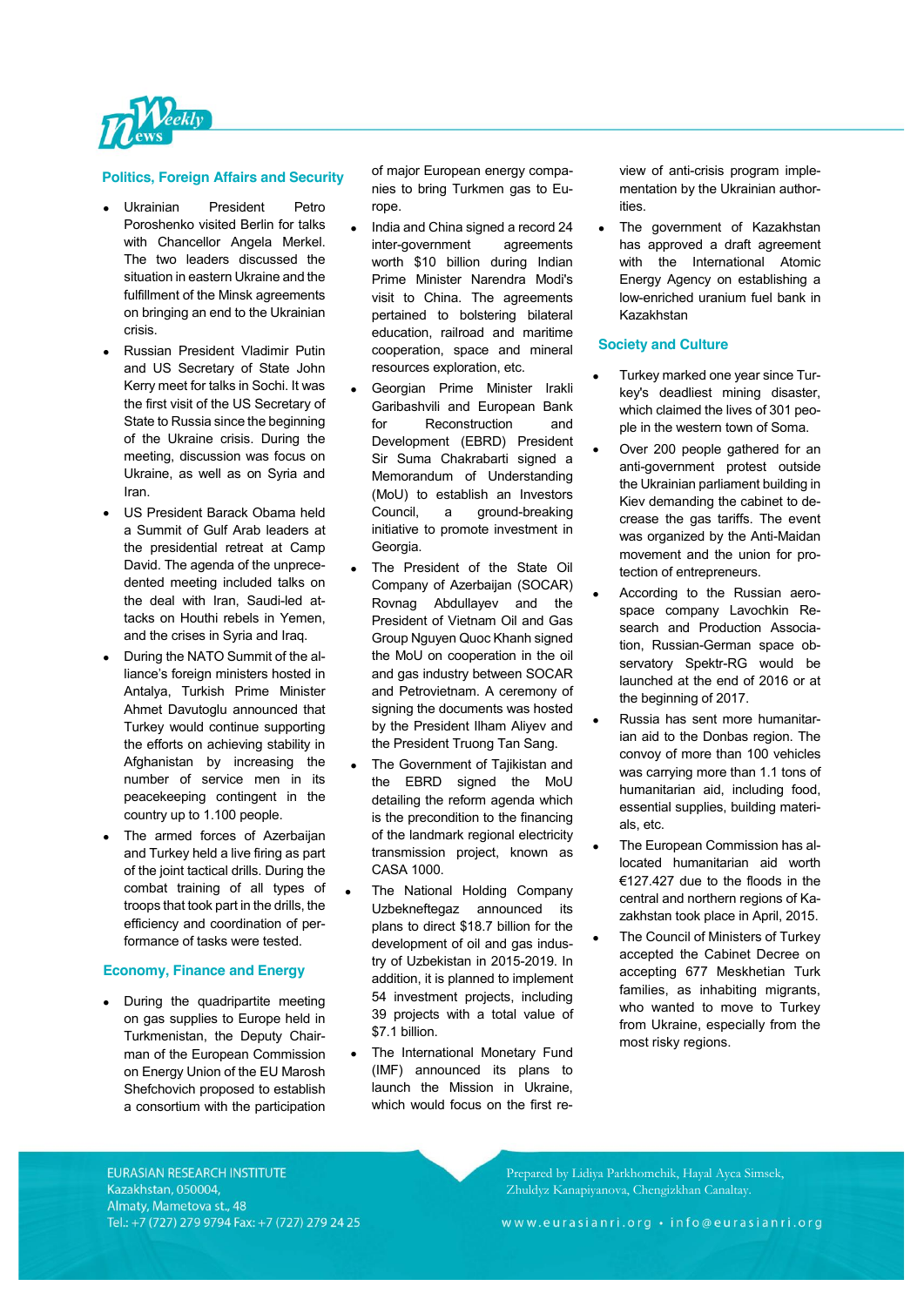## Politics, Foreign Affairs and Security

- Ukrainian President Petro Poroshenko visited Berlin for talks with Chancellor Angela Merkel. The two leaders discussed the situation in eastern Ukraine and the fulfillment of the Minsk agreements on bringing an end to the Ukrainian crisis.
- Russian President Vladimir Putin and US Secretary of State John Kerry meet for talks in Sochi. It was the first visit of the US Secretary of State to Russia since the beginning of the Ukraine crisis. During the meeting, discussion was focus on Ukraine, as well as on Syria and Iran.
- US President Barack Obama held a Summit of Gulf Arab leaders at the presidential retreat at Camp David. The agenda of the unprecedented meeting included talks on the deal with Iran, Saudi-led attacks on Houthi rebels in Yemen, and the crises in Syria and Iraq.
- During the NATO Summit of the alliance's foreign ministers hosted in Antalya, Turkish Prime Minister Ahmet Davutoglu announced that Turkey would continue supporting the efforts on achieving stability in Afghanistan by increasing the number of service men in its peacekeeping contingent in the country up to 1.100 people.
- The armed forces of Azerbaijan and Turkey held a live firing as part of the joint tactical drills. During the combat training of all types of troops that took part in the drills, the efficiency and coordination of performance of tasks were tested.

## Economy, Finance and Energy

- During the quadripartite meeting on gas supplies to Europe held in Turkmenistan, the Deputy Chairman of the European Commission on Energy Union of the EU Marosh Shefchovich proposed to establish a consortium with the participation of major European energy companies to bring Turkmen gas to Europe.
- India and China signed a record 24 inter-government agreements worth $10 billion during Indian Prime Minister Narendra Modi's visit to China. The agreements pertained to bolstering bilateral education, railroad and maritime cooperation, space and mineral resources exploration, etc.
- Georgian Prime Minister Irakli Garibashvili and European Bank for Reconstruction and Development (EBRD) President Sir Suma Chakrabarti signed a Memorandum of Understanding (MoU) to establish an Investors Council, a ground-breaking initiative to promote investment in Georgia.
- The President of the State Oil Company of Azerbaijan (SOCAR) Rovnag Abdullayev and the President of Vietnam Oil and Gas Group Nguyen Quoc Khanh signed the MoU on cooperation in the oil and gas industry between SOCAR and Petrovietnam. A ceremony of signing the documents was hosted by the President Ilham Aliyev and the President Truong Tan Sang.
- The Government of Tajikistan and the EBRD signed the MoU detailing the reform agenda which is the precondition to the financing of the landmark regional electricity transmission project, known as CASA 1000.
- The National Holding Company Uzbekneftegaz announced its plans to direct $18.7 billion for the development of oil and gas industry of Uzbekistan in 2015-2019. In addition, it is planned to implement 54 investment projects, including 39 projects with a total value of $7.1 billion.
- The International Monetary Fund (IMF) announced its plans to launch the Mission in Ukraine, which would focus on the first review of anti-crisis program implementation by the Ukrainian authorities.
- The government of Kazakhstan has approved a draft agreement with the International Atomic Energy Agency on establishing a low-enriched uranium fuel bank in Kazakhstan

## Society and Culture

- Turkey marked one year since Turkey's deadliest mining disaster, which claimed the lives of 301 people in the western town of Soma.
- Over 200 people gathered for an anti-government protest outside the Ukrainian parliament building in Kiev demanding the cabinet to decrease the gas tariffs. The event was organized by the Anti-Maidan movement and the union for protection of entrepreneurs.
- According to the Russian aerospace company Lavochkin Research and Production Association, Russian-German space observatory Spektr-RG would be launched at the end of 2016 or at the beginning of 2017.
- Russia has sent more humanitarian aid to the Donbas region. The convoy of more than 100 vehicles was carrying more than 1.1 tons of humanitarian aid, including food, essential supplies, building materials, etc.
- The European Commission has allocated humanitarian aid worth €127.427 due to the floods in the central and northern regions of Kazakhstan took place in April, 2015.
- The Council of Ministers of Turkey accepted the Cabinet Decree on accepting 677 Meskhetian Turk families, as inhabiting migrants, who wanted to move to Turkey from Ukraine, especially from the most risky regions.

EURASIAN RESEARCH INSTITUTE
Kazakhstan, 050004,
Almaty, Mametova st., 48
Tel.: +7 (727) 279 9794 Fax: +7 (727) 279 24 25

Prepared by Lidiya Parkhomchik, Hayal Ayca Simsek, Zhuldyz Kanapiyanova, Chengizkhan Canaltay.

www.eurasianri.org • info@eurasianri.org